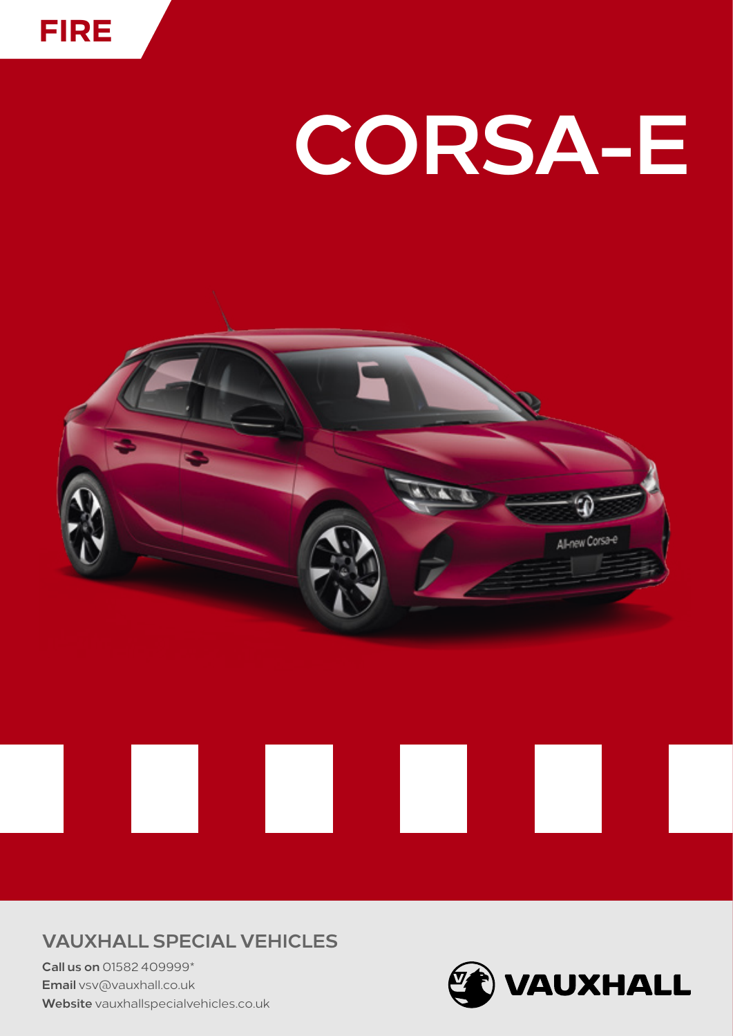FIRE

# CORSA-E

## VAUXHALL SPECIAL VEHICLES

**Call us on** 01582 409999*
**Email** vsv@vauxhall.co.uk
**Website** vauxhallspecialvehicles.co.uk

VAUXHALL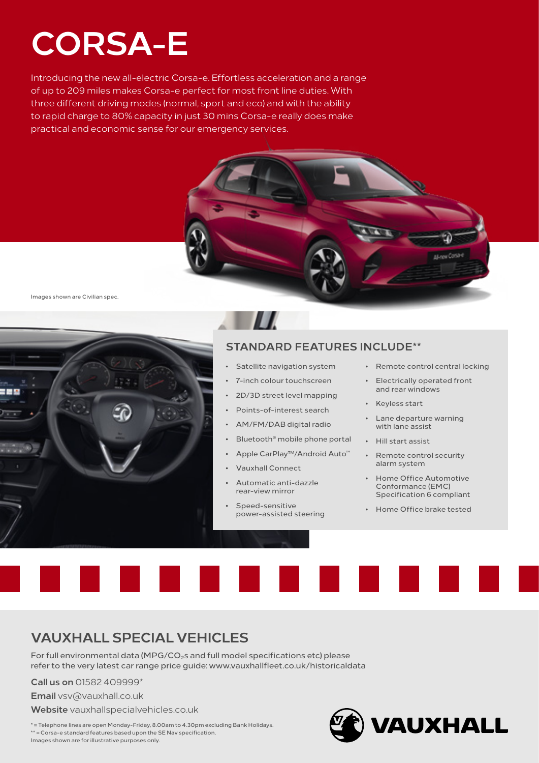# CORSA-E

Introducing the new all-electric Corsa-e. Effortless acceleration and a range of up to 209 miles makes Corsa-e perfect for most front line duties. With three different driving modes (normal, sport and eco) and with the ability to rapid charge to 80% capacity in just 30 mins Corsa-e really does make practical and economic sense for our emergency services.

Images shown are Civilian spec.

## STANDARD FEATURES INCLUDE**

- Satellite navigation system
- 7-inch colour touchscreen
- 2D/3D street level mapping
- Points-of-interest search
- AM/FM/DAB digital radio
- Bluetooth® mobile phone portal
- Apple CarPlay™/Android Auto™
- Vauxhall Connect
- Automatic anti-dazzle rear-view mirror
- Speed-sensitive power-assisted steering
- Remote control central locking
- Electrically operated front and rear windows
- Keyless start
- Lane departure warning with lane assist
- Hill start assist
- Remote control security alarm system
- Home Office Automotive Conformance (EMC) Specification 6 compliant
- Home Office brake tested

## VAUXHALL SPECIAL VEHICLES

For full environmental data (MPG/$CO_2$s and full model specifications etc) please refer to the very latest car range price guide: www.vauxhallfleet.co.uk/historicaldata

**Call us on** 01582 409999*

**Email** vsv@vauxhall.co.uk

**Website** vauxhallspecialvehicles.co.uk

* = Telephone lines are open Monday-Friday, 8.00am to 4.30pm excluding Bank Holidays.
** = Corsa-e standard features based upon the SE Nav specification.
Images shown are for illustrative purposes only.

VAUXHALL